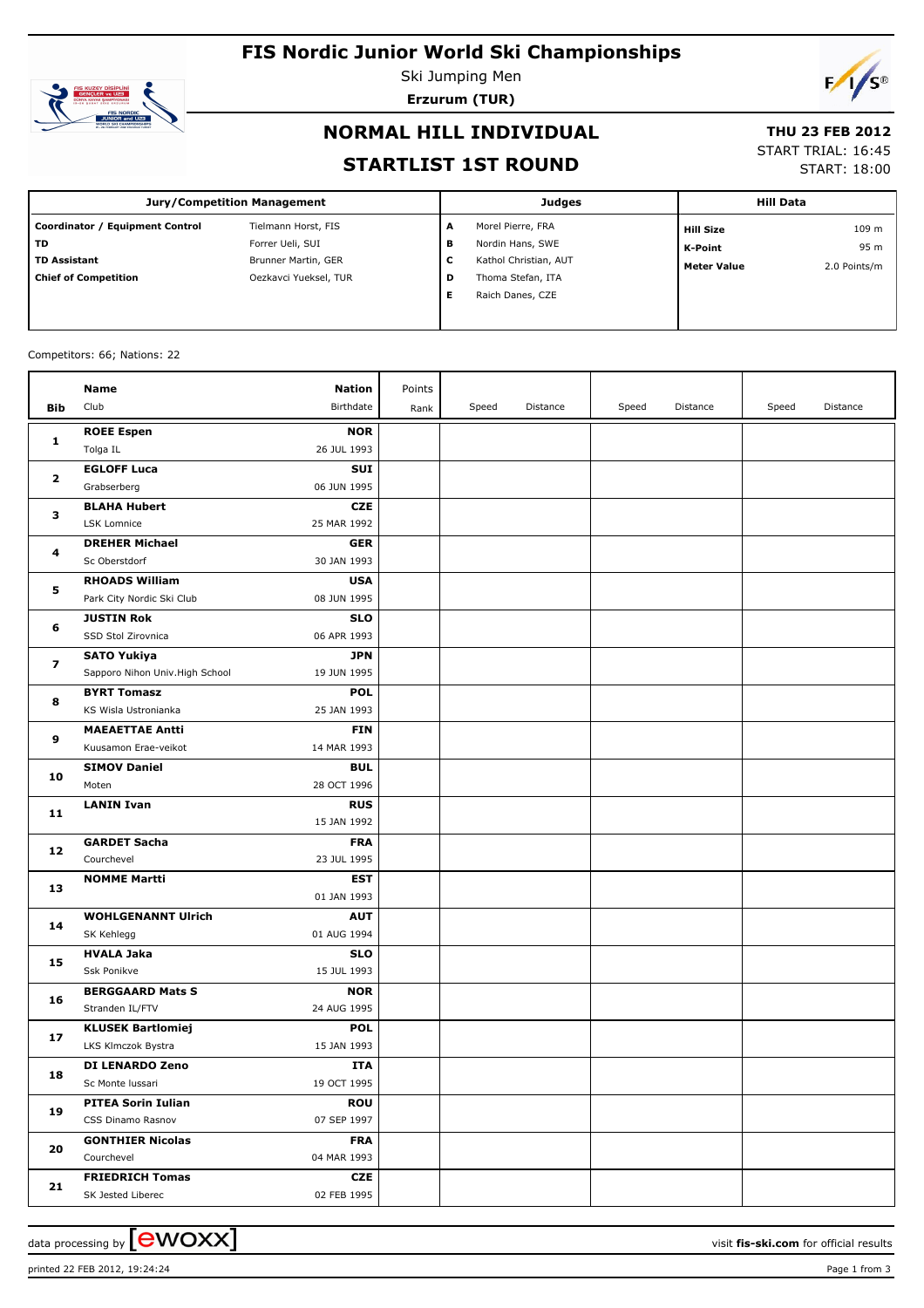# FIS Nordic Junior World Ski Championships

Ski Jumping Men

**Erzurum (TUR)**

## NORMAL HILL INDIVIDUAL

## STARTLIST 1ST ROUND

**THU 23 FEB 2012**

START TRIAL: 16:45

START: 18:00

| Jury/Competition Management | | Judges | | Hill Data | |
|---|---|---|---|---|---|
| **Coordinator / Equipment Control** | Tielmann Horst, FIS | **A** | Morel Pierre, FRA | **Hill Size** | 109 m |
| **TD** | Forrer Ueli, SUI | **B** | Nordin Hans, SWE | **K-Point** | 95 m |
| **TD Assistant** | Brunner Martin, GER | **C** | Kathol Christian, AUT | **Meter Value** | 2.0 Points/m |
| **Chief of Competition** | Oezkavci Yueksel, TUR | **D** | Thoma Stefan, ITA | | |
| | | **E** | Raich Danes, CZE | | |

Competitors: 66; Nations: 22

| Bib | Name / Club | Nation / Birthdate | Points / Rank | Speed | Distance | Speed | Distance | Speed | Distance |
|---|---|---|---|---|---|---|---|---|---|
| 1 | **ROEE Espen**<br>Tolga IL | **NOR**<br>26 JUL 1993 | | | | | | | |
| 2 | **EGLOFF Luca**<br>Grabserberg | **SUI**<br>06 JUN 1995 | | | | | | | |
| 3 | **BLAHA Hubert**<br>LSK Lomnice | **CZE**<br>25 MAR 1992 | | | | | | | |
| 4 | **DREHER Michael**<br>Sc Oberstdorf | **GER**<br>30 JAN 1993 | | | | | | | |
| 5 | **RHOADS William**<br>Park City Nordic Ski Club | **USA**<br>08 JUN 1995 | | | | | | | |
| 6 | **JUSTIN Rok**<br>SSD Stol Zirovnica | **SLO**<br>06 APR 1993 | | | | | | | |
| 7 | **SATO Yukiya**<br>Sapporo Nihon Univ.High School | **JPN**<br>19 JUN 1995 | | | | | | | |
| 8 | **BYRT Tomasz**<br>KS Wisla Ustronianka | **POL**<br>25 JAN 1993 | | | | | | | |
| 9 | **MAEAETTAE Antti**<br>Kuusamon Erae-veikot | **FIN**<br>14 MAR 1993 | | | | | | | |
| 10 | **SIMOV Daniel**<br>Moten | **BUL**<br>28 OCT 1996 | | | | | | | |
| 11 | **LANIN Ivan** | **RUS**<br>15 JAN 1992 | | | | | | | |
| 12 | **GARDET Sacha**<br>Courchevel | **FRA**<br>23 JUL 1995 | | | | | | | |
| 13 | **NOMME Martti** | **EST**<br>01 JAN 1993 | | | | | | | |
| 14 | **WOHLGENANNT Ulrich**<br>SK Kehlegg | **AUT**<br>01 AUG 1994 | | | | | | | |
| 15 | **HVALA Jaka**<br>Ssk Ponikve | **SLO**<br>15 JUL 1993 | | | | | | | |
| 16 | **BERGGAARD Mats S**<br>Stranden IL/FTV | **NOR**<br>24 AUG 1995 | | | | | | | |
| 17 | **KLUSEK Bartlomiej**<br>LKS Klmczok Bystra | **POL**<br>15 JAN 1993 | | | | | | | |
| 18 | **DI LENARDO Zeno**<br>Sc Monte lussari | **ITA**<br>19 OCT 1995 | | | | | | | |
| 19 | **PITEA Sorin Iulian**<br>CSS Dinamo Rasnov | **ROU**<br>07 SEP 1997 | | | | | | | |
| 20 | **GONTHIER Nicolas**<br>Courchevel | **FRA**<br>04 MAR 1993 | | | | | | | |
| 21 | **FRIEDRICH Tomas**<br>SK Jested Liberec | **CZE**<br>02 FEB 1995 | | | | | | | |

data processing by ewoxx — visit **fis-ski.com** for official results

printed 22 FEB 2012, 19:24:24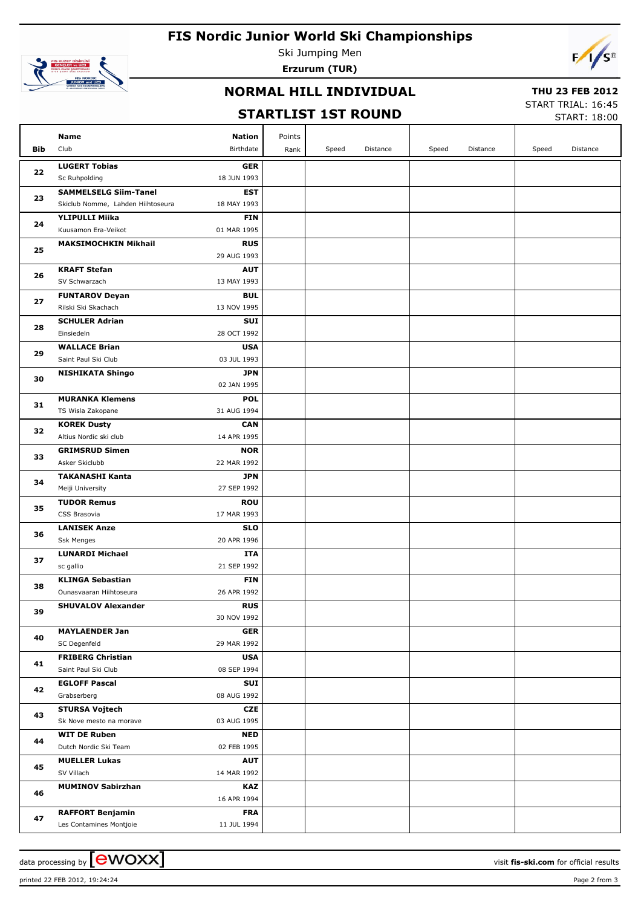# FIS Nordic Junior World Ski Championships

Ski Jumping Men

**Erzurum (TUR)**

## NORMAL HILL INDIVIDUAL

## STARTLIST 1ST ROUND

**THU 23 FEB 2012**

START TRIAL: 16:45

START: 18:00

| Bib | Name / Club | Nation / Birthdate | Points / Rank | Speed | Distance | Speed | Distance | Speed | Distance |
|---|---|---|---|---|---|---|---|---|---|
| 22 | **LUGERT Tobias**<br>Sc Ruhpolding | **GER**<br>18 JUN 1993 | | | | | | | |
| 23 | **SAMMELSELG Siim-Tanel**<br>Skiclub Nomme, Lahden Hiihtoseura | **EST**<br>18 MAY 1993 | | | | | | | |
| 24 | **YLIPULLI Miika**<br>Kuusamon Era-Veikot | **FIN**<br>01 MAR 1995 | | | | | | | |
| 25 | **MAKSIMOCHKIN Mikhail** | **RUS**<br>29 AUG 1993 | | | | | | | |
| 26 | **KRAFT Stefan**<br>SV Schwarzach | **AUT**<br>13 MAY 1993 | | | | | | | |
| 27 | **FUNTAROV Deyan**<br>Rilski Ski Skachach | **BUL**<br>13 NOV 1995 | | | | | | | |
| 28 | **SCHULER Adrian**<br>Einsiedeln | **SUI**<br>28 OCT 1992 | | | | | | | |
| 29 | **WALLACE Brian**<br>Saint Paul Ski Club | **USA**<br>03 JUL 1993 | | | | | | | |
| 30 | **NISHIKATA Shingo** | **JPN**<br>02 JAN 1995 | | | | | | | |
| 31 | **MURANKA Klemens**<br>TS Wisla Zakopane | **POL**<br>31 AUG 1994 | | | | | | | |
| 32 | **KOREK Dusty**<br>Altius Nordic ski club | **CAN**<br>14 APR 1995 | | | | | | | |
| 33 | **GRIMSRUD Simen**<br>Asker Skiclubb | **NOR**<br>22 MAR 1992 | | | | | | | |
| 34 | **TAKANASHI Kanta**<br>Meiji University | **JPN**<br>27 SEP 1992 | | | | | | | |
| 35 | **TUDOR Remus**<br>CSS Brasovia | **ROU**<br>17 MAR 1993 | | | | | | | |
| 36 | **LANISEK Anze**<br>Ssk Menges | **SLO**<br>20 APR 1996 | | | | | | | |
| 37 | **LUNARDI Michael**<br>sc gallio | **ITA**<br>21 SEP 1992 | | | | | | | |
| 38 | **KLINGA Sebastian**<br>Ounasvaaran Hiihtoseura | **FIN**<br>26 APR 1992 | | | | | | | |
| 39 | **SHUVALOV Alexander** | **RUS**<br>30 NOV 1992 | | | | | | | |
| 40 | **MAYLAENDER Jan**<br>SC Degenfeld | **GER**<br>29 MAR 1992 | | | | | | | |
| 41 | **FRIBERG Christian**<br>Saint Paul Ski Club | **USA**<br>08 SEP 1994 | | | | | | | |
| 42 | **EGLOFF Pascal**<br>Grabserberg | **SUI**<br>08 AUG 1992 | | | | | | | |
| 43 | **STURSA Vojtech**<br>Sk Nove mesto na morave | **CZE**<br>03 AUG 1995 | | | | | | | |
| 44 | **WIT DE Ruben**<br>Dutch Nordic Ski Team | **NED**<br>02 FEB 1995 | | | | | | | |
| 45 | **MUELLER Lukas**<br>SV Villach | **AUT**<br>14 MAR 1992 | | | | | | | |
| 46 | **MUMINOV Sabirzhan** | **KAZ**<br>16 APR 1994 | | | | | | | |
| 47 | **RAFFORT Benjamin**<br>Les Contamines Montjoie | **FRA**<br>11 JUL 1994 | | | | | | | |

data processing by ewoxx — visit **fis-ski.com** for official results

printed 22 FEB 2012, 19:24:24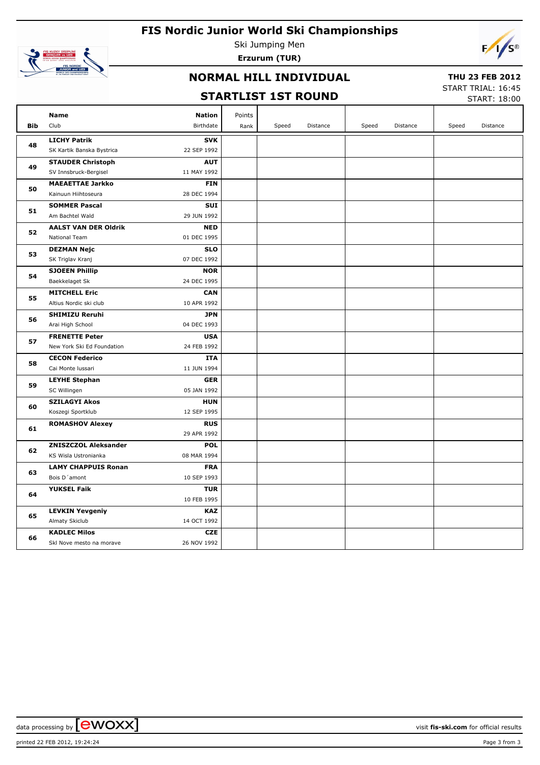# FIS Nordic Junior World Ski Championships

Ski Jumping Men

**Erzurum (TUR)**

## NORMAL HILL INDIVIDUAL

## STARTLIST 1ST ROUND

**THU 23 FEB 2012**

START TRIAL: 16:45

START: 18:00

| Bib | Name / Club | Nation / Birthdate | Points / Rank | Speed | Distance | Speed | Distance | Speed | Distance |
|---|---|---|---|---|---|---|---|---|---|
| 48 | **LICHY Patrik** SK Kartik Banska Bystrica | **SVK** 22 SEP 1992 | | | | | | | |
| 49 | **STAUDER Christoph** SV Innsbruck-Bergisel | **AUT** 11 MAY 1992 | | | | | | | |
| 50 | **MAEAETTAE Jarkko** Kainuun Hiihtoseura | **FIN** 28 DEC 1994 | | | | | | | |
| 51 | **SOMMER Pascal** Am Bachtel Wald | **SUI** 29 JUN 1992 | | | | | | | |
| 52 | **AALST VAN DER Oldrik** National Team | **NED** 01 DEC 1995 | | | | | | | |
| 53 | **DEZMAN Nejc** SK Triglav Kranj | **SLO** 07 DEC 1992 | | | | | | | |
| 54 | **SJOEEN Phillip** Baekkelaget Sk | **NOR** 24 DEC 1995 | | | | | | | |
| 55 | **MITCHELL Eric** Altius Nordic ski club | **CAN** 10 APR 1992 | | | | | | | |
| 56 | **SHIMIZU Reruhi** Arai High School | **JPN** 04 DEC 1993 | | | | | | | |
| 57 | **FRENETTE Peter** New York Ski Ed Foundation | **USA** 24 FEB 1992 | | | | | | | |
| 58 | **CECON Federico** Cai Monte lussari | **ITA** 11 JUN 1994 | | | | | | | |
| 59 | **LEYHE Stephan** SC Willingen | **GER** 05 JAN 1992 | | | | | | | |
| 60 | **SZILAGYI Akos** Koszegi Sportklub | **HUN** 12 SEP 1995 | | | | | | | |
| 61 | **ROMASHOV Alexey** | **RUS** 29 APR 1992 | | | | | | | |
| 62 | **ZNISZCZOL Aleksander** KS Wisla Ustronianka | **POL** 08 MAR 1994 | | | | | | | |
| 63 | **LAMY CHAPPUIS Ronan** Bois D´amont | **FRA** 10 SEP 1993 | | | | | | | |
| 64 | **YUKSEL Faik** | **TUR** 10 FEB 1995 | | | | | | | |
| 65 | **LEVKIN Yevgeniy** Almaty Skiclub | **KAZ** 14 OCT 1992 | | | | | | | |
| 66 | **KADLEC Milos** Skl Nove mesto na morave | **CZE** 26 NOV 1992 | | | | | | | |

data processing by ewoxx — visit fis-ski.com for official results

printed 22 FEB 2012, 19:24:24